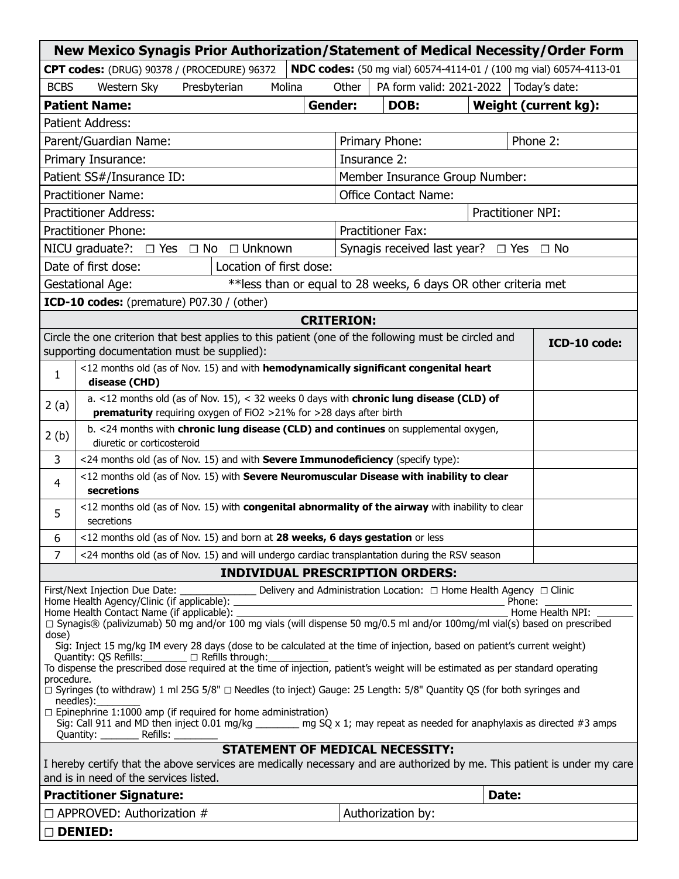# New Mexico Synagis Prior Authorization/Statement of Medical Necessity/Order Form

**CPT codes:** (DRUG) 90378 / (PROCEDURE) 96372 | **NDC codes:** (50 mg vial) 60574-4114-01 / (100 mg vial) 60574-4113-01

BCBS Western Sky Presbyterian Molina Other | PA form valid: 2021-2022 | Today's date:

**Patient Name:** | **Gender:** | **DOB:** | **Weight (current kg):**

Patient Address:

Parent/Guardian Name: | Primary Phone: | Phone 2:

Primary Insurance: | Insurance 2:

Patient SS#/Insurance ID: | Member Insurance Group Number:

Practitioner Name: | Office Contact Name:

Practitioner Address: | Practitioner NPI:

Practitioner Phone: | Practitioner Fax:

NICU graduate?: ☐ Yes ☐ No ☐ Unknown | Synagis received last year? ☐ Yes ☐ No

Date of first dose: | Location of first dose:

Gestational Age: **less than or equal to 28 weeks, 6 days OR other criteria met

**ICD-10 codes:** (premature) P07.30 / (other)

## CRITERION:

| Circle the one criterion that best applies to this patient (one of the following must be circled and supporting documentation must be supplied): | | **ICD-10 code:** |
|---|---|---|
| 1 | <12 months old (as of Nov. 15) and with **hemodynamically significant congenital heart disease (CHD)** | |
| 2 (a) | a. <12 months old (as of Nov. 15), < 32 weeks 0 days with **chronic lung disease (CLD) of prematurity** requiring oxygen of FiO2 >21% for >28 days after birth | |
| 2 (b) | b. <24 months with **chronic lung disease (CLD) and continues** on supplemental oxygen, diuretic or corticosteroid | |
| 3 | <24 months old (as of Nov. 15) and with **Severe Immunodeficiency** (specify type): | |
| 4 | <12 months old (as of Nov. 15) with **Severe Neuromuscular Disease with inability to clear secretions** | |
| 5 | <12 months old (as of Nov. 15) with **congenital abnormality of the airway** with inability to clear secretions | |
| 6 | <12 months old (as of Nov. 15) and born at **28 weeks, 6 days gestation** or less | |
| 7 | <24 months old (as of Nov. 15) and will undergo cardiac transplantation during the RSV season | |

## INDIVIDUAL PRESCRIPTION ORDERS:

First/Next Injection Due Date: ______________ Delivery and Administration Location: ☐ Home Health Agency ☐ Clinic
Home Health Agency/Clinic (if applicable): ______________ Phone: ______________
Home Health Contact Name (if applicable): ______________ Home Health NPI: ______

☐ Synagis® (palivizumab) 50 mg and/or 100 mg vials (will dispense 50 mg/0.5 ml and/or 100mg/ml vial(s) based on prescribed dose)

Sig: Inject 15 mg/kg IM every 28 days (dose to be calculated at the time of injection, based on patient's current weight)
Quantity: QS Refills:________ ☐ Refills through:___________

To dispense the prescribed dose required at the time of injection, patient's weight will be estimated as per standard operating procedure.

☐ Syringes (to withdraw) 1 ml 25G 5/8" ☐ Needles (to inject) Gauge: 25 Length: 5/8" Quantity QS (for both syringes and needles):________

☐ Epinephrine 1:1000 amp (if required for home administration)
Sig: Call 911 and MD then inject 0.01 mg/kg ________ mg SQ x 1; may repeat as needed for anaphylaxis as directed #3 amps
Quantity: _______ Refills: ________

## STATEMENT OF MEDICAL NECESSITY:

I hereby certify that the above services are medically necessary and are authorized by me. This patient is under my care and is in need of the services listed.

**Practitioner Signature:** | **Date:**

☐ APPROVED: Authorization # | Authorization by:

☐ **DENIED:**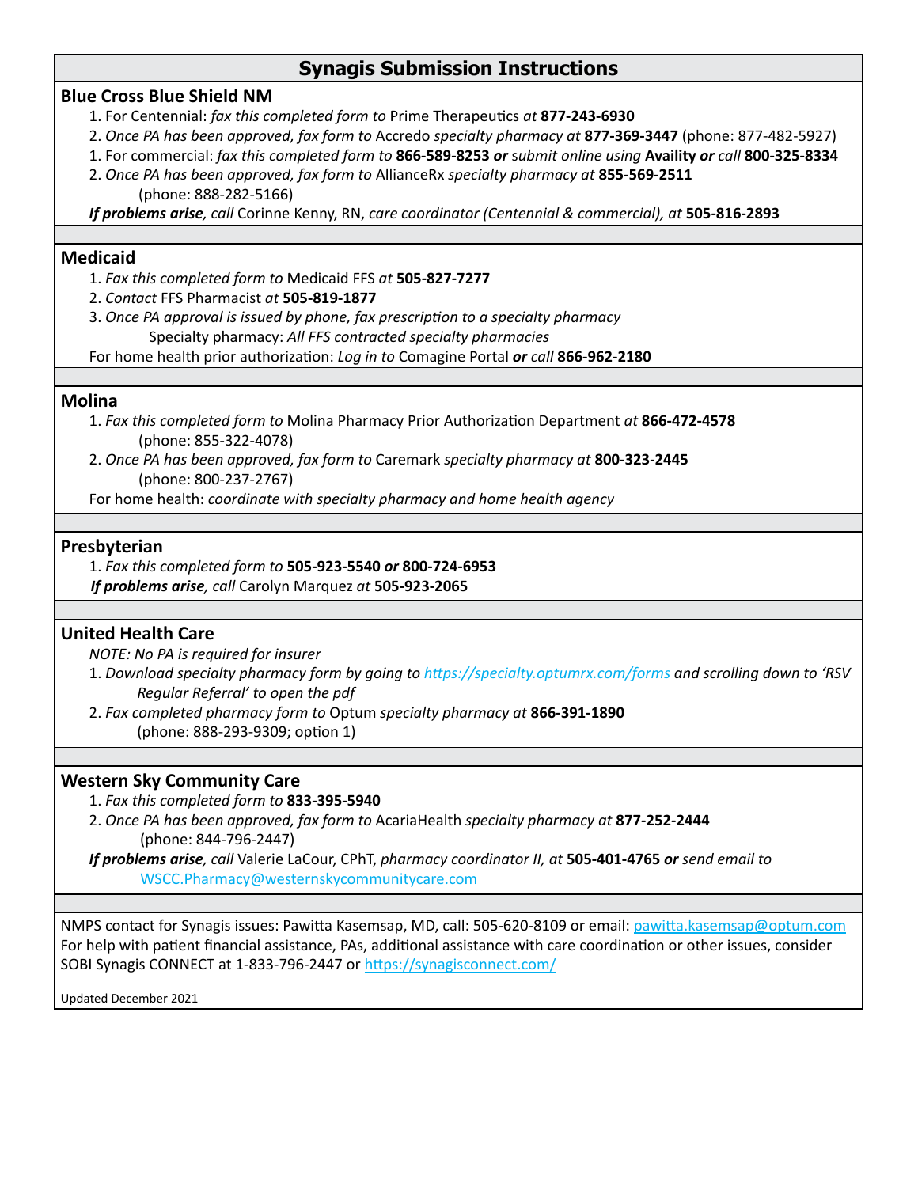# Synagis Submission Instructions

## Blue Cross Blue Shield NM

1. For Centennial: *fax this completed form to* Prime Therapeutics *at* **877-243-6930**
2. *Once PA has been approved, fax form to* Accredo *specialty pharmacy at* **877-369-3447** (phone: 877-482-5927)

1. For commercial: *fax this completed form to* **866-589-8253** ***or*** *submit online using* **Availity** ***or*** *call* **800-325-8334**
2. *Once PA has been approved, fax form to* AllianceRx *specialty pharmacy at* **855-569-2511** (phone: 888-282-5166)

***If problems arise****, call* Corinne Kenny, RN, *care coordinator (Centennial & commercial), at* **505-816-2893**

## Medicaid

1. *Fax this completed form to* Medicaid FFS *at* **505-827-7277**
2. *Contact* FFS Pharmacist *at* **505-819-1877**
3. *Once PA approval is issued by phone, fax prescription to a specialty pharmacy*
   Specialty pharmacy: *All FFS contracted specialty pharmacies*

For home health prior authorization: *Log in to* Comagine Portal ***or*** *call* **866-962-2180**

## Molina

1. *Fax this completed form to* Molina Pharmacy Prior Authorization Department *at* **866-472-4578** (phone: 855-322-4078)
2. *Once PA has been approved, fax form to* Caremark *specialty pharmacy at* **800-323-2445** (phone: 800-237-2767)

For home health: *coordinate with specialty pharmacy and home health agency*

## Presbyterian

1. *Fax this completed form to* **505-923-5540** ***or*** **800-724-6953**

***If problems arise****, call* Carolyn Marquez *at* **505-923-2065**

## United Health Care

*NOTE: No PA is required for insurer*

1. *Download specialty pharmacy form by going to* [*https://specialty.optumrx.com/forms*](https://specialty.optumrx.com/forms) *and scrolling down to 'RSV Regular Referral' to open the pdf*
2. *Fax completed pharmacy form to* Optum *specialty pharmacy at* **866-391-1890** (phone: 888-293-9309; option 1)

## Western Sky Community Care

1. *Fax this completed form to* **833-395-5940**
2. *Once PA has been approved, fax form to* AcariaHealth *specialty pharmacy at* **877-252-2444** (phone: 844-796-2447)

***If problems arise****, call* Valerie LaCour, CPhT, *pharmacy coordinator II, at* **505-401-4765** ***or*** *send email to* [WSCC.Pharmacy@westernskycommunitycare.com](mailto:WSCC.Pharmacy@westernskycommunitycare.com)

NMPS contact for Synagis issues: Pawitta Kasemsap, MD, call: 505-620-8109 or email: [pawitta.kasemsap@optum.com](mailto:pawitta.kasemsap@optum.com)
For help with patient financial assistance, PAs, additional assistance with care coordination or other issues, consider SOBI Synagis CONNECT at 1-833-796-2447 or [https://synagisconnect.com/](https://synagisconnect.com/)

Updated December 2021